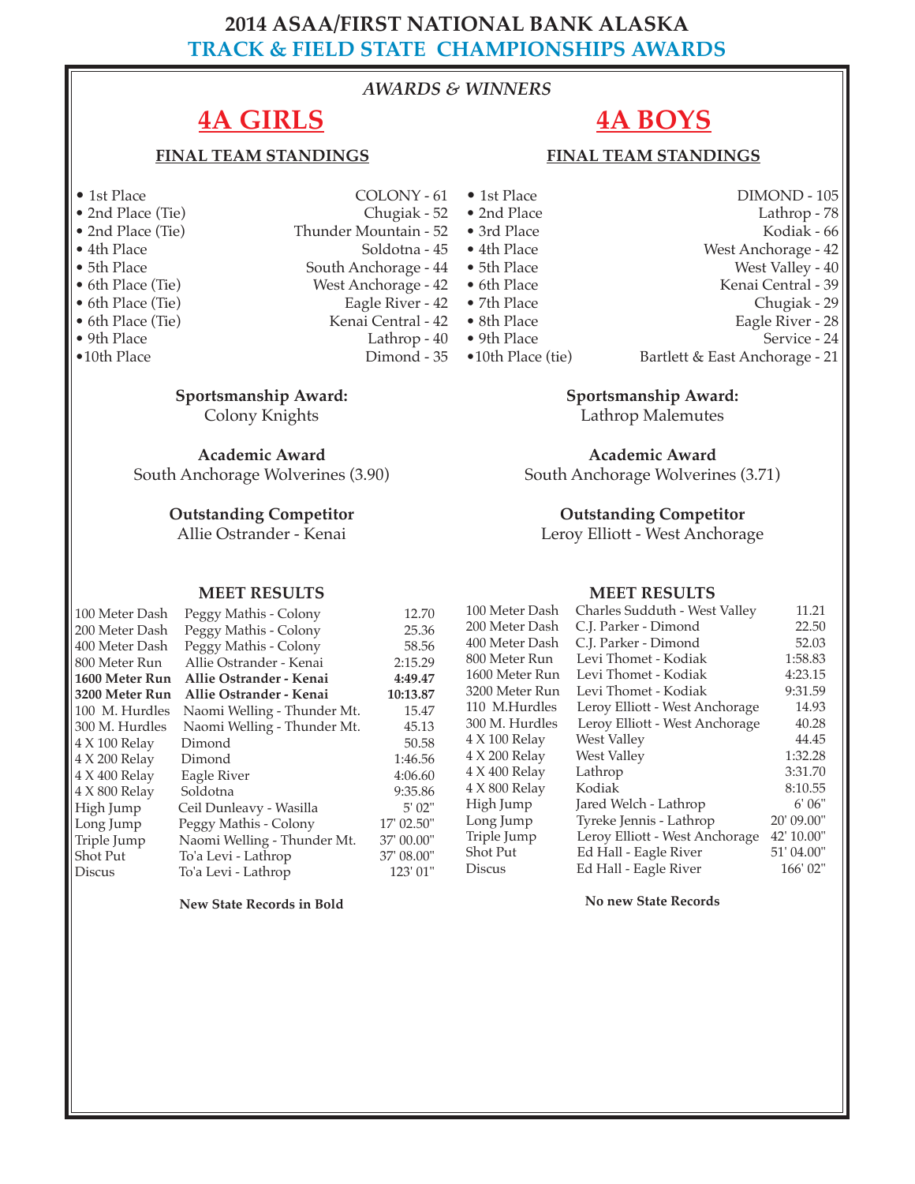# 2014 ASAA/FIRST NATIONAL BANK ALASKA
## TRACK & FIELD STATE CHAMPIONSHIPS AWARDS

***AWARDS & WINNERS***

## 4A GIRLS

### FINAL TEAM STANDINGS

- 1st Place — COLONY - 61
- 2nd Place (Tie) — Chugiak - 52
- 2nd Place (Tie) — Thunder Mountain - 52
- 4th Place — Soldotna - 45
- 5th Place — South Anchorage - 44
- 6th Place (Tie) — West Anchorage - 42
- 6th Place (Tie) — Eagle River - 42
- 6th Place (Tie) — Kenai Central - 42
- 9th Place — Lathrop - 40
- 10th Place — Dimond - 35

**Sportsmanship Award:**
Colony Knights

**Academic Award**
South Anchorage Wolverines (3.90)

**Outstanding Competitor**
Allie Ostrander - Kenai

### MEET RESULTS

| Event | Winner | Mark |
|---|---|---|
| 100 Meter Dash | Peggy Mathis - Colony | 12.70 |
| 200 Meter Dash | Peggy Mathis - Colony | 25.36 |
| 400 Meter Dash | Peggy Mathis - Colony | 58.56 |
| 800 Meter Run | Allie Ostrander - Kenai | 2:15.29 |
| **1600 Meter Run** | **Allie Ostrander - Kenai** | **4:49.47** |
| **3200 Meter Run** | **Allie Ostrander - Kenai** | **10:13.87** |
| 100 M. Hurdles | Naomi Welling - Thunder Mt. | 15.47 |
| 300 M. Hurdles | Naomi Welling - Thunder Mt. | 45.13 |
| 4 X 100 Relay | Dimond | 50.58 |
| 4 X 200 Relay | Dimond | 1:46.56 |
| 4 X 400 Relay | Eagle River | 4:06.60 |
| 4 X 800 Relay | Soldotna | 9:35.86 |
| High Jump | Ceil Dunleavy - Wasilla | 5' 02" |
| Long Jump | Peggy Mathis - Colony | 17' 02.50" |
| Triple Jump | Naomi Welling - Thunder Mt. | 37' 00.00" |
| Shot Put | To'a Levi - Lathrop | 37' 08.00" |
| Discus | To'a Levi - Lathrop | 123' 01" |

**New State Records in Bold**

## 4A BOYS

### FINAL TEAM STANDINGS

- 1st Place — DIMOND - 105
- 2nd Place — Lathrop - 78
- 3rd Place — Kodiak - 66
- 4th Place — West Anchorage - 42
- 5th Place — West Valley - 40
- 6th Place — Kenai Central - 39
- 7th Place — Chugiak - 29
- 8th Place — Eagle River - 28
- 9th Place — Service - 24
- 10th Place (tie) — Bartlett & East Anchorage - 21

**Sportsmanship Award:**
Lathrop Malemutes

**Academic Award**
South Anchorage Wolverines (3.71)

**Outstanding Competitor**
Leroy Elliott - West Anchorage

### MEET RESULTS

| Event | Winner | Mark |
|---|---|---|
| 100 Meter Dash | Charles Sudduth - West Valley | 11.21 |
| 200 Meter Dash | C.J. Parker - Dimond | 22.50 |
| 400 Meter Dash | C.J. Parker - Dimond | 52.03 |
| 800 Meter Run | Levi Thomet - Kodiak | 1:58.83 |
| 1600 Meter Run | Levi Thomet - Kodiak | 4:23.15 |
| 3200 Meter Run | Levi Thomet - Kodiak | 9:31.59 |
| 110 M.Hurdles | Leroy Elliott - West Anchorage | 14.93 |
| 300 M. Hurdles | Leroy Elliott - West Anchorage | 40.28 |
| 4 X 100 Relay | West Valley | 44.45 |
| 4 X 200 Relay | West Valley | 1:32.28 |
| 4 X 400 Relay | Lathrop | 3:31.70 |
| 4 X 800 Relay | Kodiak | 8:10.55 |
| High Jump | Jared Welch - Lathrop | 6' 06" |
| Long Jump | Tyreke Jennis - Lathrop | 20' 09.00" |
| Triple Jump | Leroy Elliott - West Anchorage | 42' 10.00" |
| Shot Put | Ed Hall - Eagle River | 51' 04.00" |
| Discus | Ed Hall - Eagle River | 166' 02" |

**No new State Records**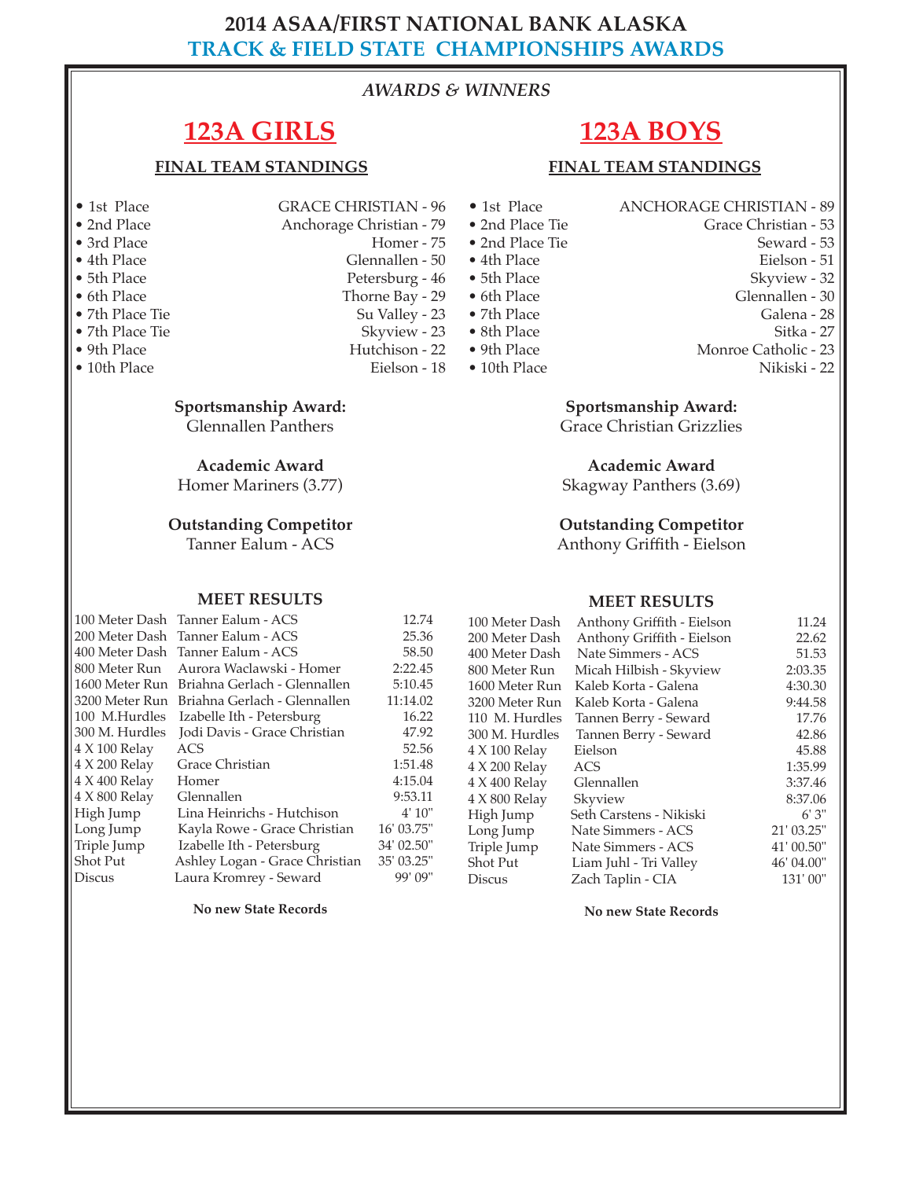# 2014 ASAA/FIRST NATIONAL BANK ALASKA
## TRACK & FIELD STATE CHAMPIONSHIPS AWARDS

*AWARDS & WINNERS*

## 123A GIRLS

### FINAL TEAM STANDINGS

| | |
|---|---|
| • 1st Place | GRACE CHRISTIAN - 96 |
| • 2nd Place | Anchorage Christian - 79 |
| • 3rd Place | Homer - 75 |
| • 4th Place | Glennallen - 50 |
| • 5th Place | Petersburg - 46 |
| • 6th Place | Thorne Bay - 29 |
| • 7th Place Tie | Su Valley - 23 |
| • 7th Place Tie | Skyview - 23 |
| • 9th Place | Hutchison - 22 |
| • 10th Place | Eielson - 18 |

**Sportsmanship Award:**
Glennallen Panthers

**Academic Award**
Homer Mariners (3.77)

**Outstanding Competitor**
Tanner Ealum - ACS

### MEET RESULTS

| | | |
|---|---|---|
| 100 Meter Dash | Tanner Ealum - ACS | 12.74 |
| 200 Meter Dash | Tanner Ealum - ACS | 25.36 |
| 400 Meter Dash | Tanner Ealum - ACS | 58.50 |
| 800 Meter Run | Aurora Waclawski - Homer | 2:22.45 |
| 1600 Meter Run | Briahna Gerlach - Glennallen | 5:10.45 |
| 3200 Meter Run | Briahna Gerlach - Glennallen | 11:14.02 |
| 100 M.Hurdles | Izabelle Ith - Petersburg | 16.22 |
| 300 M. Hurdles | Jodi Davis - Grace Christian | 47.92 |
| 4 X 100 Relay | ACS | 52.56 |
| 4 X 200 Relay | Grace Christian | 1:51.48 |
| 4 X 400 Relay | Homer | 4:15.04 |
| 4 X 800 Relay | Glennallen | 9:53.11 |
| High Jump | Lina Heinrichs - Hutchison | 4' 10" |
| Long Jump | Kayla Rowe - Grace Christian | 16' 03.75" |
| Triple Jump | Izabelle Ith - Petersburg | 34' 02.50" |
| Shot Put | Ashley Logan - Grace Christian | 35' 03.25" |
| Discus | Laura Kromrey - Seward | 99' 09" |

**No new State Records**

## 123A BOYS

### FINAL TEAM STANDINGS

| | |
|---|---|
| • 1st Place | ANCHORAGE CHRISTIAN - 89 |
| • 2nd Place Tie | Grace Christian - 53 |
| • 2nd Place Tie | Seward - 53 |
| • 4th Place | Eielson - 51 |
| • 5th Place | Skyview - 32 |
| • 6th Place | Glennallen - 30 |
| • 7th Place | Galena - 28 |
| • 8th Place | Sitka - 27 |
| • 9th Place | Monroe Catholic - 23 |
| • 10th Place | Nikiski - 22 |

**Sportsmanship Award:**
Grace Christian Grizzlies

**Academic Award**
Skagway Panthers (3.69)

**Outstanding Competitor**
Anthony Griffith - Eielson

### MEET RESULTS

| | | |
|---|---|---|
| 100 Meter Dash | Anthony Griffith - Eielson | 11.24 |
| 200 Meter Dash | Anthony Griffith - Eielson | 22.62 |
| 400 Meter Dash | Nate Simmers - ACS | 51.53 |
| 800 Meter Run | Micah Hilbish - Skyview | 2:03.35 |
| 1600 Meter Run | Kaleb Korta - Galena | 4:30.30 |
| 3200 Meter Run | Kaleb Korta - Galena | 9:44.58 |
| 110 M. Hurdles | Tannen Berry - Seward | 17.76 |
| 300 M. Hurdles | Tannen Berry - Seward | 42.86 |
| 4 X 100 Relay | Eielson | 45.88 |
| 4 X 200 Relay | ACS | 1:35.99 |
| 4 X 400 Relay | Glennallen | 3:37.46 |
| 4 X 800 Relay | Skyview | 8:37.06 |
| High Jump | Seth Carstens - Nikiski | 6' 3" |
| Long Jump | Nate Simmers - ACS | 21' 03.25" |
| Triple Jump | Nate Simmers - ACS | 41' 00.50" |
| Shot Put | Liam Juhl - Tri Valley | 46' 04.00" |
| Discus | Zach Taplin - CIA | 131' 00" |

**No new State Records**